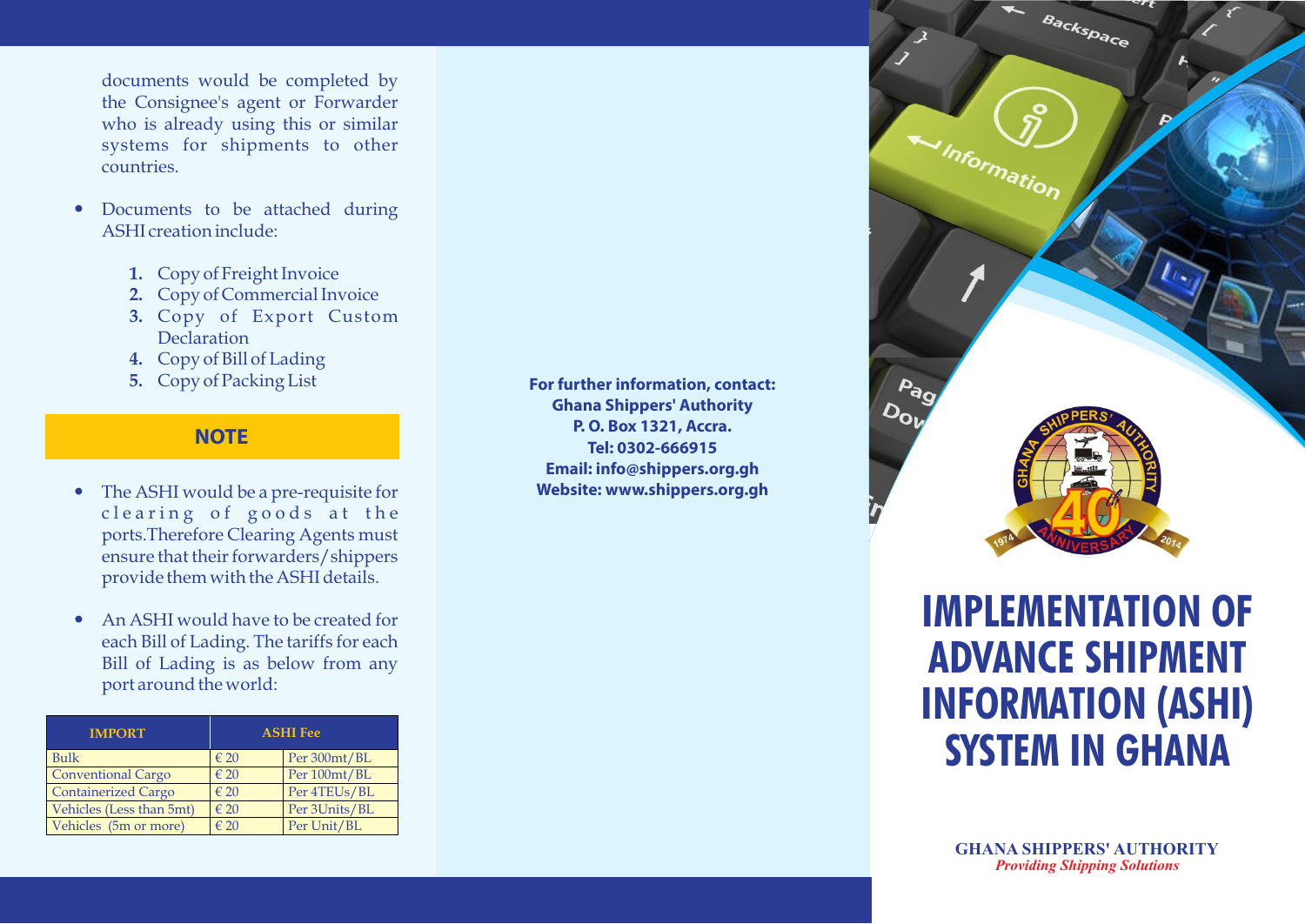documents would be completed by the Consignee's agent or Forwarder who is already using this or similar systems for shipments to other countries.

- Documents to be attached during ASHI creation include:

  1. Copy of Freight Invoice
  2. Copy of Commercial Invoice
  3. Copy of Export Custom Declaration
  4. Copy of Bill of Lading
  5. Copy of Packing List

## NOTE

- The ASHI would be a pre-requisite for clearing of goods at the ports.Therefore Clearing Agents must ensure that their forwarders/shippers provide them with the ASHI details.

- An ASHI would have to be created for each Bill of Lading. The tariffs for each Bill of Lading is as below from any port around the world:

| IMPORT | ASHI Fee | |
|---|---|---|
| Bulk | € 20 | Per 300mt/BL |
| Conventional Cargo | € 20 | Per 100mt/BL |
| Containerized Cargo | € 20 | Per 4TEUs/BL |
| Vehicles (Less than 5mt) | € 20 | Per 3Units/BL |
| Vehicles (5m or more) | € 20 | Per Unit/BL |

**For further information, contact:**
**Ghana Shippers' Authority**
**P. O. Box 1321, Accra.**
**Tel: 0302-666915**
**Email: info@shippers.org.gh**
**Website: www.shippers.org.gh**

# IMPLEMENTATION OF ADVANCE SHIPMENT INFORMATION (ASHI) SYSTEM IN GHANA

**GHANA SHIPPERS' AUTHORITY**
*Providing Shipping Solutions*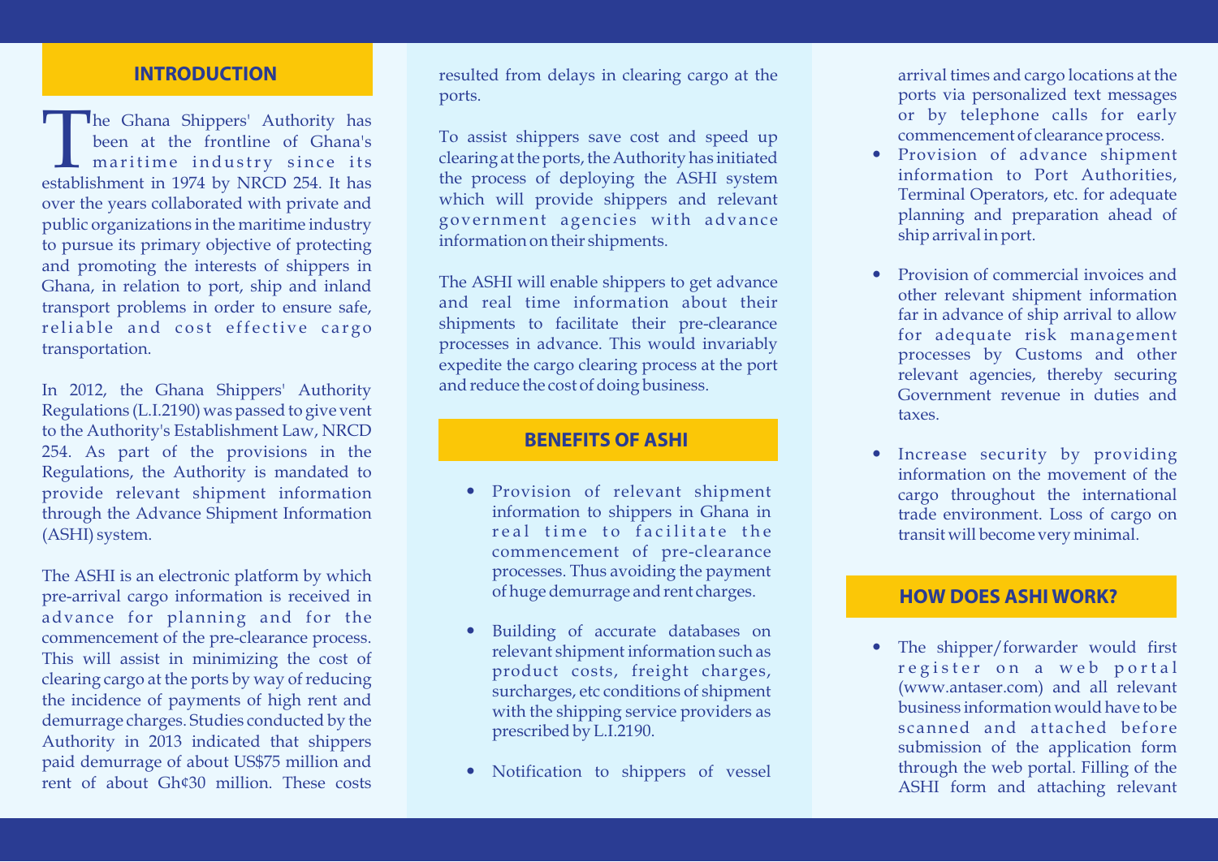## INTRODUCTION

The Ghana Shippers' Authority has been at the frontline of Ghana's maritime industry since its establishment in 1974 by NRCD 254. It has over the years collaborated with private and public organizations in the maritime industry to pursue its primary objective of protecting and promoting the interests of shippers in Ghana, in relation to port, ship and inland transport problems in order to ensure safe, reliable and cost effective cargo transportation.

In 2012, the Ghana Shippers' Authority Regulations (L.I.2190) was passed to give vent to the Authority's Establishment Law, NRCD 254. As part of the provisions in the Regulations, the Authority is mandated to provide relevant shipment information through the Advance Shipment Information (ASHI) system.

The ASHI is an electronic platform by which pre-arrival cargo information is received in advance for planning and for the commencement of the pre-clearance process. This will assist in minimizing the cost of clearing cargo at the ports by way of reducing the incidence of payments of high rent and demurrage charges. Studies conducted by the Authority in 2013 indicated that shippers paid demurrage of about US$75 million and rent of about Gh¢30 million. These costs resulted from delays in clearing cargo at the ports.

To assist shippers save cost and speed up clearing at the ports, the Authority has initiated the process of deploying the ASHI system which will provide shippers and relevant government agencies with advance information on their shipments.

The ASHI will enable shippers to get advance and real time information about their shipments to facilitate their pre-clearance processes in advance. This would invariably expedite the cargo clearing process at the port and reduce the cost of doing business.

## BENEFITS OF ASHI

- Provision of relevant shipment information to shippers in Ghana in real time to facilitate the commencement of pre-clearance processes. Thus avoiding the payment of huge demurrage and rent charges.
- Building of accurate databases on relevant shipment information such as product costs, freight charges, surcharges, etc conditions of shipment with the shipping service providers as prescribed by L.I.2190.
- Notification to shippers of vessel arrival times and cargo locations at the ports via personalized text messages or by telephone calls for early commencement of clearance process.
- Provision of advance shipment information to Port Authorities, Terminal Operators, etc. for adequate planning and preparation ahead of ship arrival in port.
- Provision of commercial invoices and other relevant shipment information far in advance of ship arrival to allow for adequate risk management processes by Customs and other relevant agencies, thereby securing Government revenue in duties and taxes.
- Increase security by providing information on the movement of the cargo throughout the international trade environment. Loss of cargo on transit will become very minimal.

## HOW DOES ASHI WORK?

- The shipper/forwarder would first register on a web portal (www.antaser.com) and all relevant business information would have to be scanned and attached before submission of the application form through the web portal. Filling of the ASHI form and attaching relevant